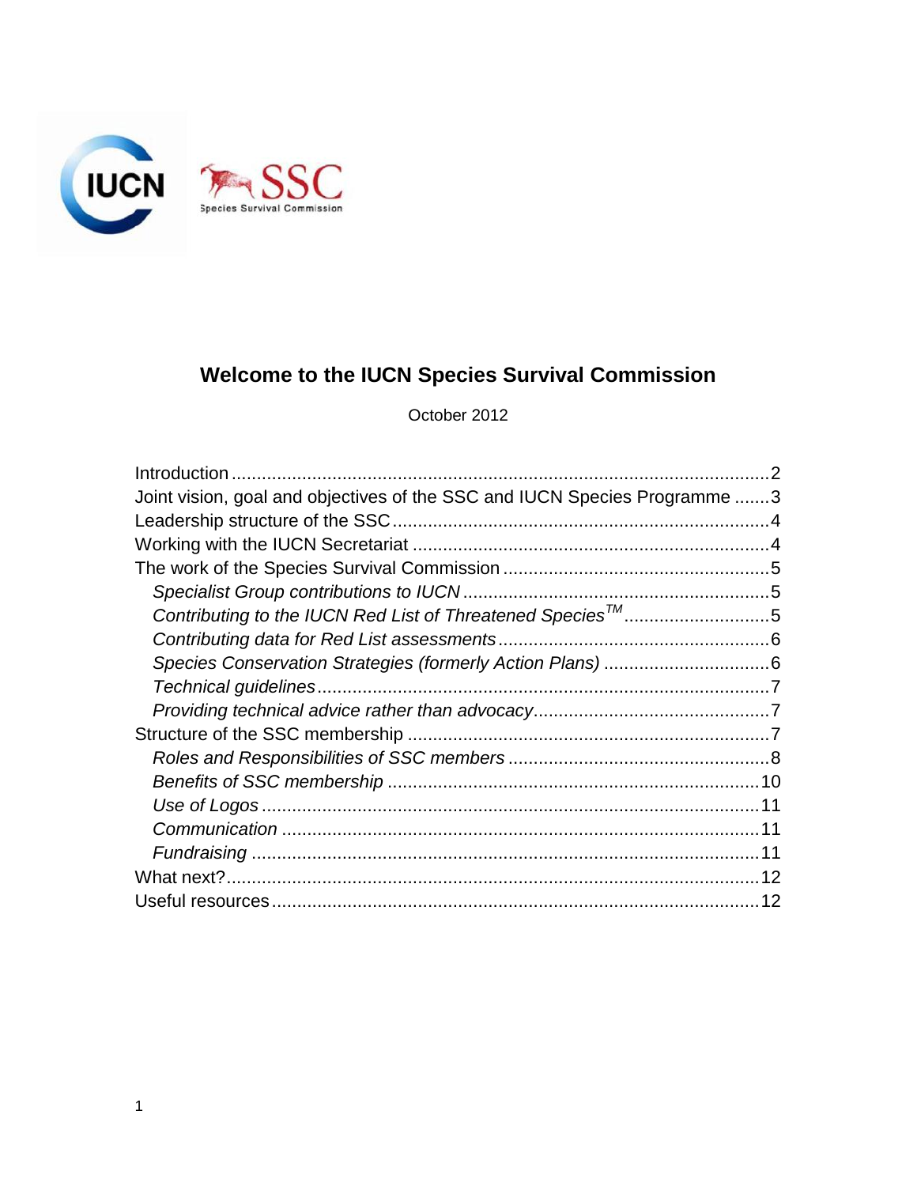# Welcome to the IUCN Species Survival Commission

October 2012

- Introduction ... 2
- Joint vision, goal and objectives of the SSC and IUCN Species Programme ... 3
- Leadership structure of the SSC ... 4
- Working with the IUCN Secretariat ... 4
- The work of the Species Survival Commission ... 5
  - *Specialist Group contributions to IUCN* ... 5
  - *Contributing to the IUCN Red List of Threatened Species™* ... 5
  - *Contributing data for Red List assessments* ... 6
  - *Species Conservation Strategies (formerly Action Plans)* ... 6
  - *Technical guidelines* ... 7
  - *Providing technical advice rather than advocacy* ... 7
- Structure of the SSC membership ... 7
  - *Roles and Responsibilities of SSC members* ... 8
  - *Benefits of SSC membership* ... 10
  - *Use of Logos* ... 11
  - *Communication* ... 11
  - *Fundraising* ... 11
- What next? ... 12
- Useful resources ... 12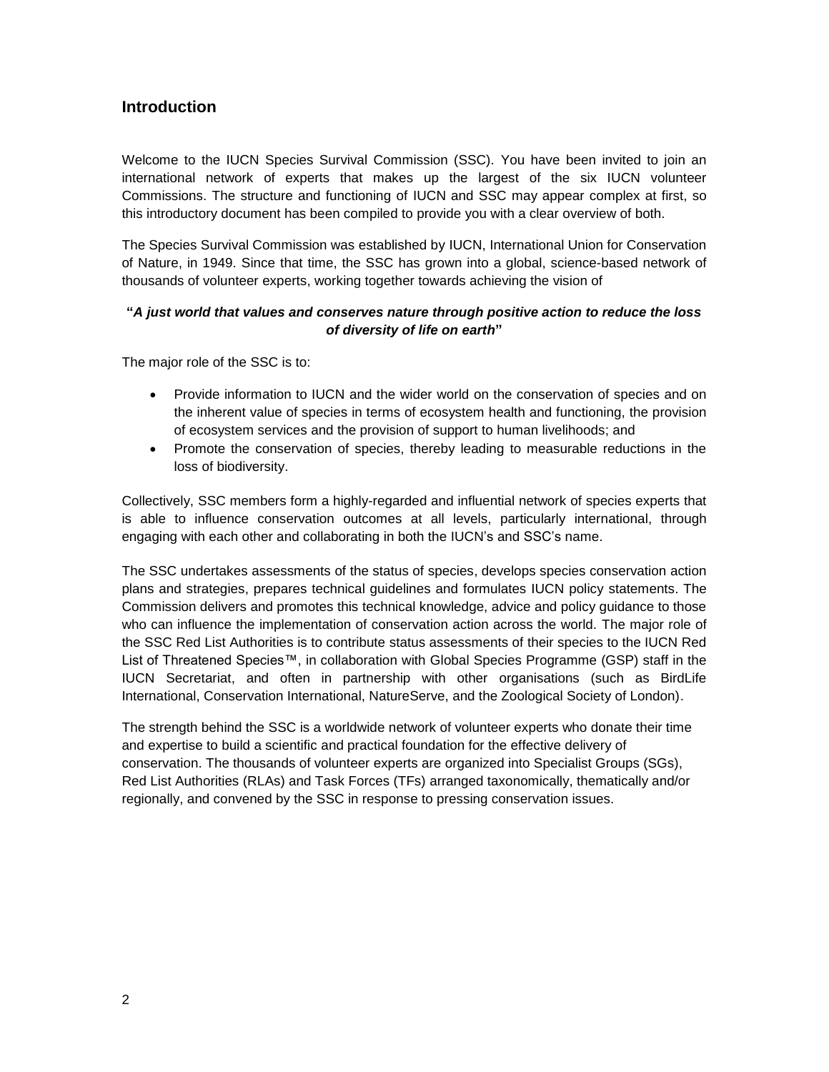## Introduction

Welcome to the IUCN Species Survival Commission (SSC). You have been invited to join an international network of experts that makes up the largest of the six IUCN volunteer Commissions. The structure and functioning of IUCN and SSC may appear complex at first, so this introductory document has been compiled to provide you with a clear overview of both.

The Species Survival Commission was established by IUCN, International Union for Conservation of Nature, in 1949. Since that time, the SSC has grown into a global, science-based network of thousands of volunteer experts, working together towards achieving the vision of

**"*A just world that values and conserves nature through positive action to reduce the loss of diversity of life on earth*"**

The major role of the SSC is to:

- Provide information to IUCN and the wider world on the conservation of species and on the inherent value of species in terms of ecosystem health and functioning, the provision of ecosystem services and the provision of support to human livelihoods; and
- Promote the conservation of species, thereby leading to measurable reductions in the loss of biodiversity.

Collectively, SSC members form a highly-regarded and influential network of species experts that is able to influence conservation outcomes at all levels, particularly international, through engaging with each other and collaborating in both the IUCN's and SSC's name.

The SSC undertakes assessments of the status of species, develops species conservation action plans and strategies, prepares technical guidelines and formulates IUCN policy statements. The Commission delivers and promotes this technical knowledge, advice and policy guidance to those who can influence the implementation of conservation action across the world. The major role of the SSC Red List Authorities is to contribute status assessments of their species to the IUCN Red List of Threatened Species™, in collaboration with Global Species Programme (GSP) staff in the IUCN Secretariat, and often in partnership with other organisations (such as BirdLife International, Conservation International, NatureServe, and the Zoological Society of London).

The strength behind the SSC is a worldwide network of volunteer experts who donate their time and expertise to build a scientific and practical foundation for the effective delivery of conservation. The thousands of volunteer experts are organized into Specialist Groups (SGs), Red List Authorities (RLAs) and Task Forces (TFs) arranged taxonomically, thematically and/or regionally, and convened by the SSC in response to pressing conservation issues.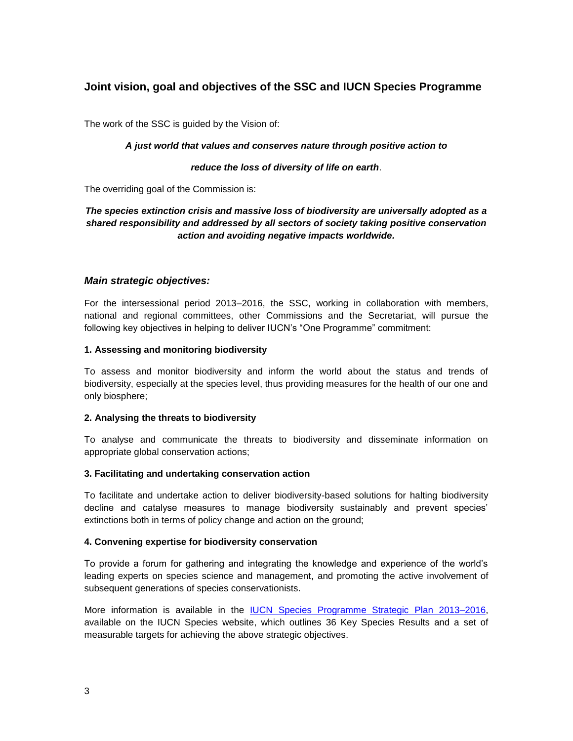## Joint vision, goal and objectives of the SSC and IUCN Species Programme

The work of the SSC is guided by the Vision of:

***A just world that values and conserves nature through positive action to reduce the loss of diversity of life on earth*.**

The overriding goal of the Commission is:

***The species extinction crisis and massive loss of biodiversity are universally adopted as a shared responsibility and addressed by all sectors of society taking positive conservation action and avoiding negative impacts worldwide.***

### *Main strategic objectives:*

For the intersessional period 2013–2016, the SSC, working in collaboration with members, national and regional committees, other Commissions and the Secretariat, will pursue the following key objectives in helping to deliver IUCN's "One Programme" commitment:

**1. Assessing and monitoring biodiversity**

To assess and monitor biodiversity and inform the world about the status and trends of biodiversity, especially at the species level, thus providing measures for the health of our one and only biosphere;

**2. Analysing the threats to biodiversity**

To analyse and communicate the threats to biodiversity and disseminate information on appropriate global conservation actions;

**3. Facilitating and undertaking conservation action**

To facilitate and undertake action to deliver biodiversity-based solutions for halting biodiversity decline and catalyse measures to manage biodiversity sustainably and prevent species' extinctions both in terms of policy change and action on the ground;

**4. Convening expertise for biodiversity conservation**

To provide a forum for gathering and integrating the knowledge and experience of the world's leading experts on species science and management, and promoting the active involvement of subsequent generations of species conservationists.

More information is available in the IUCN Species Programme Strategic Plan 2013–2016, available on the IUCN Species website, which outlines 36 Key Species Results and a set of measurable targets for achieving the above strategic objectives.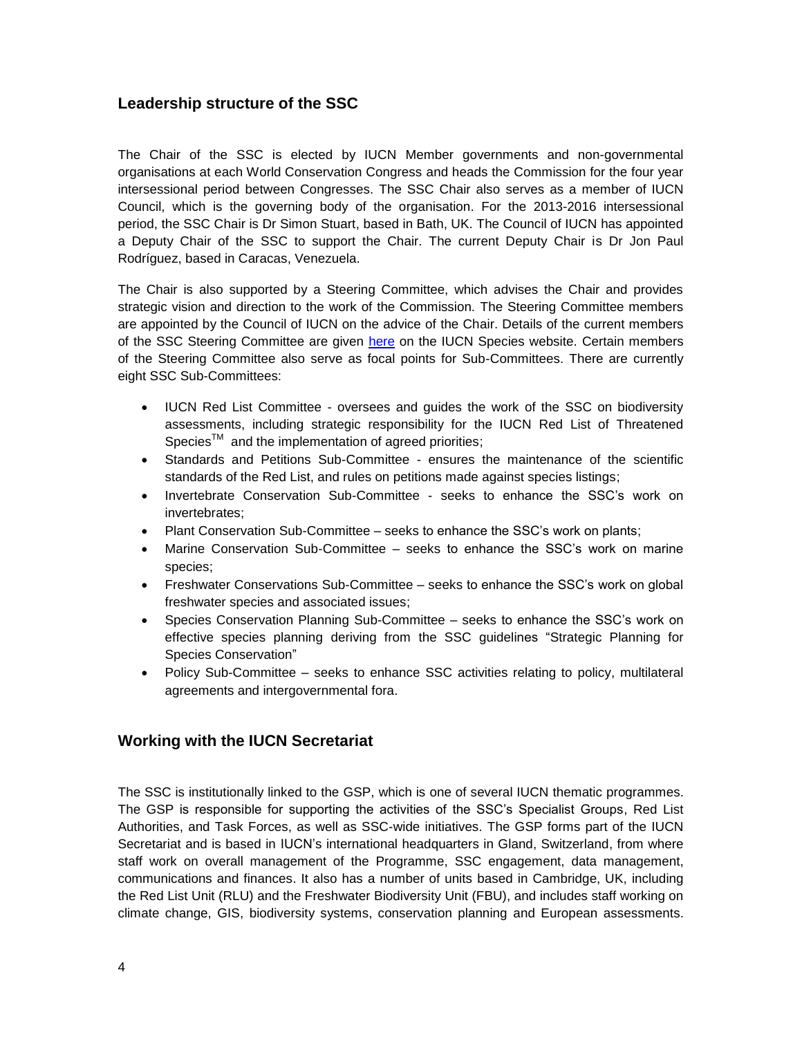## Leadership structure of the SSC

The Chair of the SSC is elected by IUCN Member governments and non-governmental organisations at each World Conservation Congress and heads the Commission for the four year intersessional period between Congresses. The SSC Chair also serves as a member of IUCN Council, which is the governing body of the organisation. For the 2013-2016 intersessional period, the SSC Chair is Dr Simon Stuart, based in Bath, UK. The Council of IUCN has appointed a Deputy Chair of the SSC to support the Chair. The current Deputy Chair is Dr Jon Paul Rodríguez, based in Caracas, Venezuela.

The Chair is also supported by a Steering Committee, which advises the Chair and provides strategic vision and direction to the work of the Commission. The Steering Committee members are appointed by the Council of IUCN on the advice of the Chair. Details of the current members of the SSC Steering Committee are given here on the IUCN Species website. Certain members of the Steering Committee also serve as focal points for Sub-Committees. There are currently eight SSC Sub-Committees:

- IUCN Red List Committee - oversees and guides the work of the SSC on biodiversity assessments, including strategic responsibility for the IUCN Red List of Threatened Species™ and the implementation of agreed priorities;
- Standards and Petitions Sub-Committee - ensures the maintenance of the scientific standards of the Red List, and rules on petitions made against species listings;
- Invertebrate Conservation Sub-Committee - seeks to enhance the SSC's work on invertebrates;
- Plant Conservation Sub-Committee – seeks to enhance the SSC's work on plants;
- Marine Conservation Sub-Committee – seeks to enhance the SSC's work on marine species;
- Freshwater Conservations Sub-Committee – seeks to enhance the SSC's work on global freshwater species and associated issues;
- Species Conservation Planning Sub-Committee – seeks to enhance the SSC's work on effective species planning deriving from the SSC guidelines "Strategic Planning for Species Conservation"
- Policy Sub-Committee – seeks to enhance SSC activities relating to policy, multilateral agreements and intergovernmental fora.

## Working with the IUCN Secretariat

The SSC is institutionally linked to the GSP, which is one of several IUCN thematic programmes. The GSP is responsible for supporting the activities of the SSC's Specialist Groups, Red List Authorities, and Task Forces, as well as SSC-wide initiatives. The GSP forms part of the IUCN Secretariat and is based in IUCN's international headquarters in Gland, Switzerland, from where staff work on overall management of the Programme, SSC engagement, data management, communications and finances. It also has a number of units based in Cambridge, UK, including the Red List Unit (RLU) and the Freshwater Biodiversity Unit (FBU), and includes staff working on climate change, GIS, biodiversity systems, conservation planning and European assessments.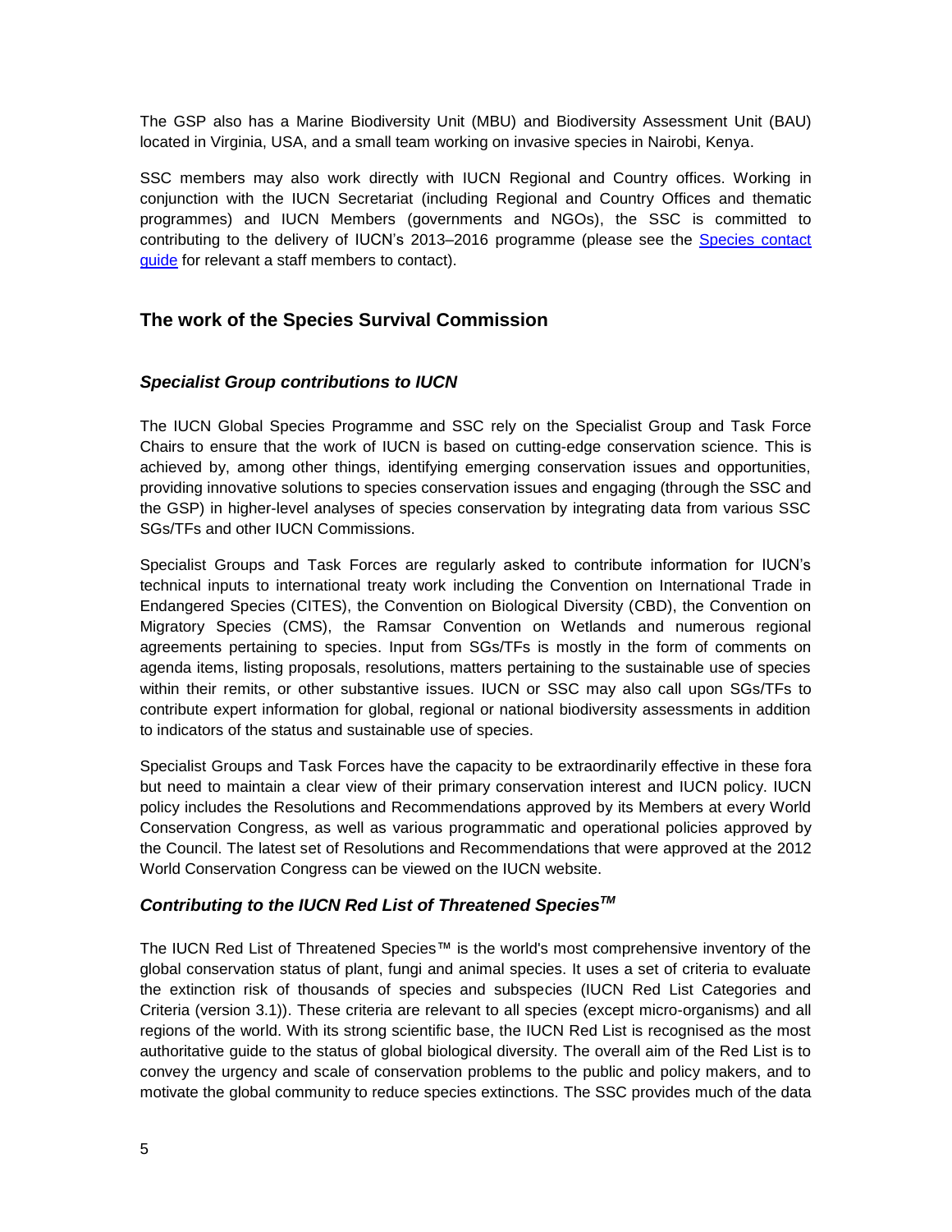The GSP also has a Marine Biodiversity Unit (MBU) and Biodiversity Assessment Unit (BAU) located in Virginia, USA, and a small team working on invasive species in Nairobi, Kenya.

SSC members may also work directly with IUCN Regional and Country offices. Working in conjunction with the IUCN Secretariat (including Regional and Country Offices and thematic programmes) and IUCN Members (governments and NGOs), the SSC is committed to contributing to the delivery of IUCN's 2013–2016 programme (please see the [Species contact guide]() for relevant a staff members to contact).

## The work of the Species Survival Commission

### *Specialist Group contributions to IUCN*

The IUCN Global Species Programme and SSC rely on the Specialist Group and Task Force Chairs to ensure that the work of IUCN is based on cutting-edge conservation science. This is achieved by, among other things, identifying emerging conservation issues and opportunities, providing innovative solutions to species conservation issues and engaging (through the SSC and the GSP) in higher-level analyses of species conservation by integrating data from various SSC SGs/TFs and other IUCN Commissions.

Specialist Groups and Task Forces are regularly asked to contribute information for IUCN's technical inputs to international treaty work including the Convention on International Trade in Endangered Species (CITES), the Convention on Biological Diversity (CBD), the Convention on Migratory Species (CMS), the Ramsar Convention on Wetlands and numerous regional agreements pertaining to species. Input from SGs/TFs is mostly in the form of comments on agenda items, listing proposals, resolutions, matters pertaining to the sustainable use of species within their remits, or other substantive issues. IUCN or SSC may also call upon SGs/TFs to contribute expert information for global, regional or national biodiversity assessments in addition to indicators of the status and sustainable use of species.

Specialist Groups and Task Forces have the capacity to be extraordinarily effective in these fora but need to maintain a clear view of their primary conservation interest and IUCN policy. IUCN policy includes the Resolutions and Recommendations approved by its Members at every World Conservation Congress, as well as various programmatic and operational policies approved by the Council. The latest set of Resolutions and Recommendations that were approved at the 2012 World Conservation Congress can be viewed on the IUCN website.

### *Contributing to the IUCN Red List of Threatened Species™*

The IUCN Red List of Threatened Species™ is the world's most comprehensive inventory of the global conservation status of plant, fungi and animal species. It uses a set of criteria to evaluate the extinction risk of thousands of species and subspecies (IUCN Red List Categories and Criteria (version 3.1)). These criteria are relevant to all species (except micro-organisms) and all regions of the world. With its strong scientific base, the IUCN Red List is recognised as the most authoritative guide to the status of global biological diversity. The overall aim of the Red List is to convey the urgency and scale of conservation problems to the public and policy makers, and to motivate the global community to reduce species extinctions. The SSC provides much of the data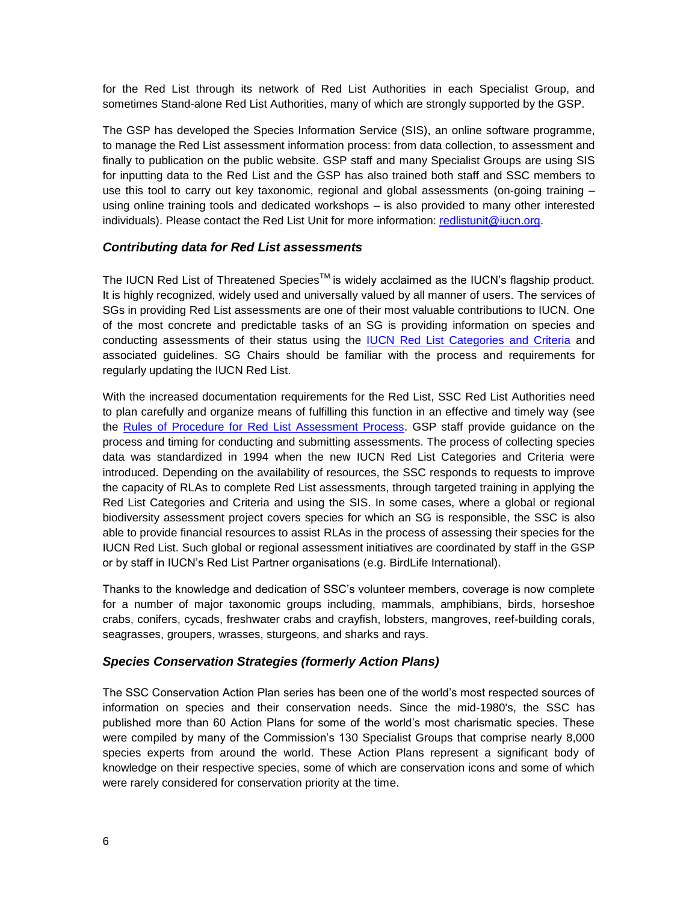for the Red List through its network of Red List Authorities in each Specialist Group, and sometimes Stand-alone Red List Authorities, many of which are strongly supported by the GSP.

The GSP has developed the Species Information Service (SIS), an online software programme, to manage the Red List assessment information process: from data collection, to assessment and finally to publication on the public website. GSP staff and many Specialist Groups are using SIS for inputting data to the Red List and the GSP has also trained both staff and SSC members to use this tool to carry out key taxonomic, regional and global assessments (on-going training – using online training tools and dedicated workshops – is also provided to many other interested individuals). Please contact the Red List Unit for more information: [redlistunit@iucn.org](mailto:redlistunit@iucn.org).

### *Contributing data for Red List assessments*

The IUCN Red List of Threatened Species™ is widely acclaimed as the IUCN's flagship product. It is highly recognized, widely used and universally valued by all manner of users. The services of SGs in providing Red List assessments are one of their most valuable contributions to IUCN. One of the most concrete and predictable tasks of an SG is providing information on species and conducting assessments of their status using the [IUCN Red List Categories and Criteria](#) and associated guidelines. SG Chairs should be familiar with the process and requirements for regularly updating the IUCN Red List.

With the increased documentation requirements for the Red List, SSC Red List Authorities need to plan carefully and organize means of fulfilling this function in an effective and timely way (see the [Rules of Procedure for Red List Assessment Process](#). GSP staff provide guidance on the process and timing for conducting and submitting assessments. The process of collecting species data was standardized in 1994 when the new IUCN Red List Categories and Criteria were introduced. Depending on the availability of resources, the SSC responds to requests to improve the capacity of RLAs to complete Red List assessments, through targeted training in applying the Red List Categories and Criteria and using the SIS. In some cases, where a global or regional biodiversity assessment project covers species for which an SG is responsible, the SSC is also able to provide financial resources to assist RLAs in the process of assessing their species for the IUCN Red List. Such global or regional assessment initiatives are coordinated by staff in the GSP or by staff in IUCN's Red List Partner organisations (e.g. BirdLife International).

Thanks to the knowledge and dedication of SSC's volunteer members, coverage is now complete for a number of major taxonomic groups including, mammals, amphibians, birds, horseshoe crabs, conifers, cycads, freshwater crabs and crayfish, lobsters, mangroves, reef-building corals, seagrasses, groupers, wrasses, sturgeons, and sharks and rays.

### *Species Conservation Strategies (formerly Action Plans)*

The SSC Conservation Action Plan series has been one of the world's most respected sources of information on species and their conservation needs. Since the mid-1980's, the SSC has published more than 60 Action Plans for some of the world's most charismatic species. These were compiled by many of the Commission's 130 Specialist Groups that comprise nearly 8,000 species experts from around the world. These Action Plans represent a significant body of knowledge on their respective species, some of which are conservation icons and some of which were rarely considered for conservation priority at the time.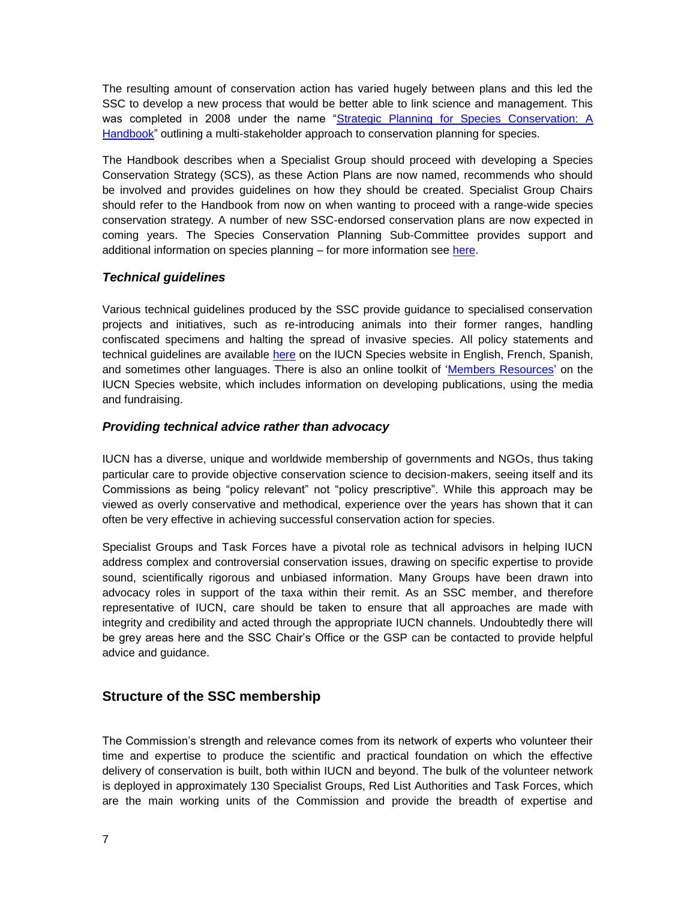The resulting amount of conservation action has varied hugely between plans and this led the SSC to develop a new process that would be better able to link science and management. This was completed in 2008 under the name "Strategic Planning for Species Conservation: A Handbook" outlining a multi-stakeholder approach to conservation planning for species.

The Handbook describes when a Specialist Group should proceed with developing a Species Conservation Strategy (SCS), as these Action Plans are now named, recommends who should be involved and provides guidelines on how they should be created. Specialist Group Chairs should refer to the Handbook from now on when wanting to proceed with a range-wide species conservation strategy. A number of new SSC-endorsed conservation plans are now expected in coming years. The Species Conservation Planning Sub-Committee provides support and additional information on species planning – for more information see here.

### *Technical guidelines*

Various technical guidelines produced by the SSC provide guidance to specialised conservation projects and initiatives, such as re-introducing animals into their former ranges, handling confiscated specimens and halting the spread of invasive species. All policy statements and technical guidelines are available here on the IUCN Species website in English, French, Spanish, and sometimes other languages. There is also an online toolkit of 'Members Resources' on the IUCN Species website, which includes information on developing publications, using the media and fundraising.

### *Providing technical advice rather than advocacy*

IUCN has a diverse, unique and worldwide membership of governments and NGOs, thus taking particular care to provide objective conservation science to decision-makers, seeing itself and its Commissions as being "policy relevant" not "policy prescriptive". While this approach may be viewed as overly conservative and methodical, experience over the years has shown that it can often be very effective in achieving successful conservation action for species.

Specialist Groups and Task Forces have a pivotal role as technical advisors in helping IUCN address complex and controversial conservation issues, drawing on specific expertise to provide sound, scientifically rigorous and unbiased information. Many Groups have been drawn into advocacy roles in support of the taxa within their remit. As an SSC member, and therefore representative of IUCN, care should be taken to ensure that all approaches are made with integrity and credibility and acted through the appropriate IUCN channels. Undoubtedly there will be grey areas here and the SSC Chair's Office or the GSP can be contacted to provide helpful advice and guidance.

## Structure of the SSC membership

The Commission's strength and relevance comes from its network of experts who volunteer their time and expertise to produce the scientific and practical foundation on which the effective delivery of conservation is built, both within IUCN and beyond. The bulk of the volunteer network is deployed in approximately 130 Specialist Groups, Red List Authorities and Task Forces, which are the main working units of the Commission and provide the breadth of expertise and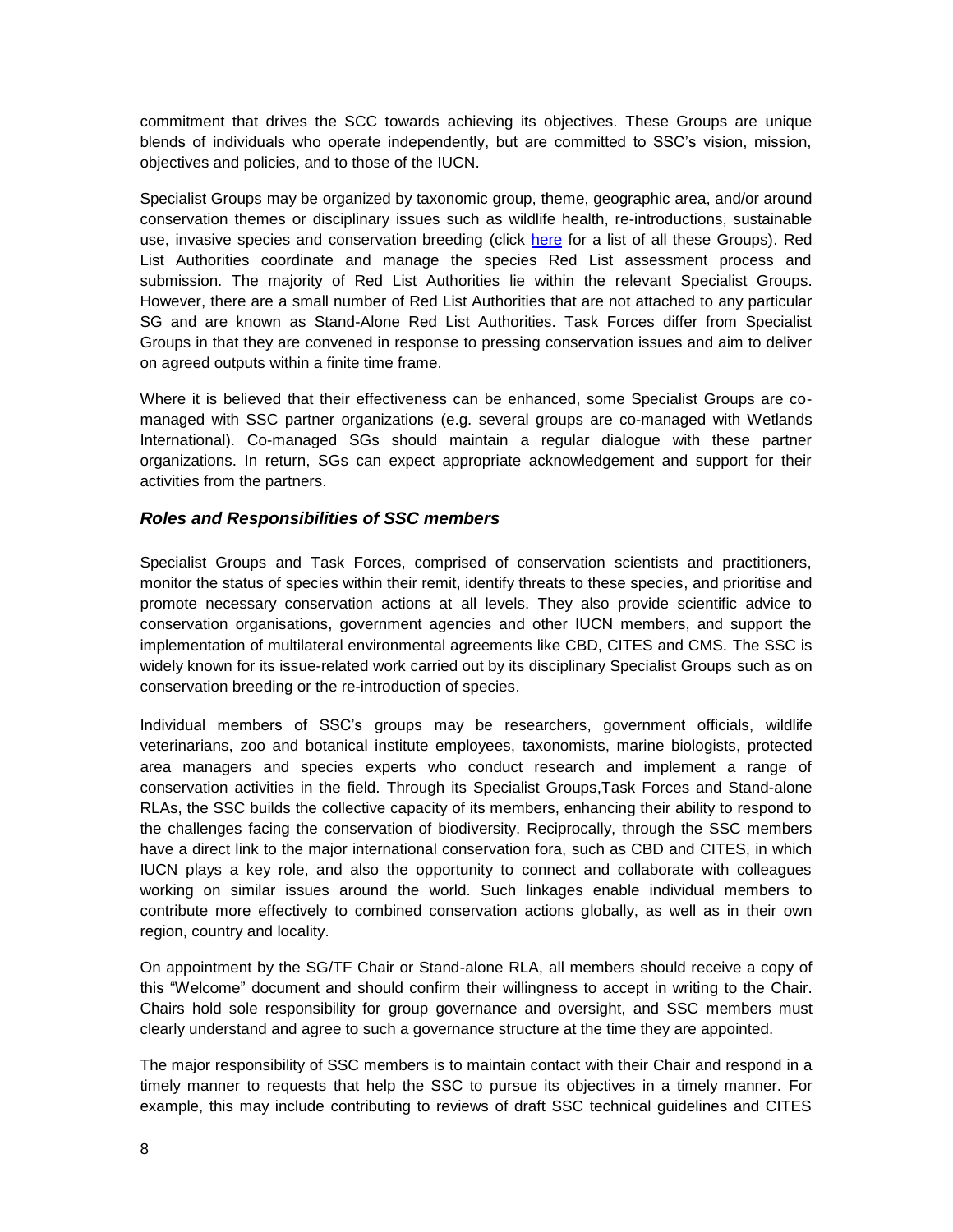commitment that drives the SCC towards achieving its objectives. These Groups are unique blends of individuals who operate independently, but are committed to SSC's vision, mission, objectives and policies, and to those of the IUCN.

Specialist Groups may be organized by taxonomic group, theme, geographic area, and/or around conservation themes or disciplinary issues such as wildlife health, re-introductions, sustainable use, invasive species and conservation breeding (click here for a list of all these Groups). Red List Authorities coordinate and manage the species Red List assessment process and submission. The majority of Red List Authorities lie within the relevant Specialist Groups. However, there are a small number of Red List Authorities that are not attached to any particular SG and are known as Stand-Alone Red List Authorities. Task Forces differ from Specialist Groups in that they are convened in response to pressing conservation issues and aim to deliver on agreed outputs within a finite time frame.

Where it is believed that their effectiveness can be enhanced, some Specialist Groups are co-managed with SSC partner organizations (e.g. several groups are co-managed with Wetlands International). Co-managed SGs should maintain a regular dialogue with these partner organizations. In return, SGs can expect appropriate acknowledgement and support for their activities from the partners.

### *Roles and Responsibilities of SSC members*

Specialist Groups and Task Forces, comprised of conservation scientists and practitioners, monitor the status of species within their remit, identify threats to these species, and prioritise and promote necessary conservation actions at all levels. They also provide scientific advice to conservation organisations, government agencies and other IUCN members, and support the implementation of multilateral environmental agreements like CBD, CITES and CMS. The SSC is widely known for its issue-related work carried out by its disciplinary Specialist Groups such as on conservation breeding or the re-introduction of species.

Individual members of SSC's groups may be researchers, government officials, wildlife veterinarians, zoo and botanical institute employees, taxonomists, marine biologists, protected area managers and species experts who conduct research and implement a range of conservation activities in the field. Through its Specialist Groups,Task Forces and Stand-alone RLAs, the SSC builds the collective capacity of its members, enhancing their ability to respond to the challenges facing the conservation of biodiversity. Reciprocally, through the SSC members have a direct link to the major international conservation fora, such as CBD and CITES, in which IUCN plays a key role, and also the opportunity to connect and collaborate with colleagues working on similar issues around the world. Such linkages enable individual members to contribute more effectively to combined conservation actions globally, as well as in their own region, country and locality.

On appointment by the SG/TF Chair or Stand-alone RLA, all members should receive a copy of this "Welcome" document and should confirm their willingness to accept in writing to the Chair. Chairs hold sole responsibility for group governance and oversight, and SSC members must clearly understand and agree to such a governance structure at the time they are appointed.

The major responsibility of SSC members is to maintain contact with their Chair and respond in a timely manner to requests that help the SSC to pursue its objectives in a timely manner. For example, this may include contributing to reviews of draft SSC technical guidelines and CITES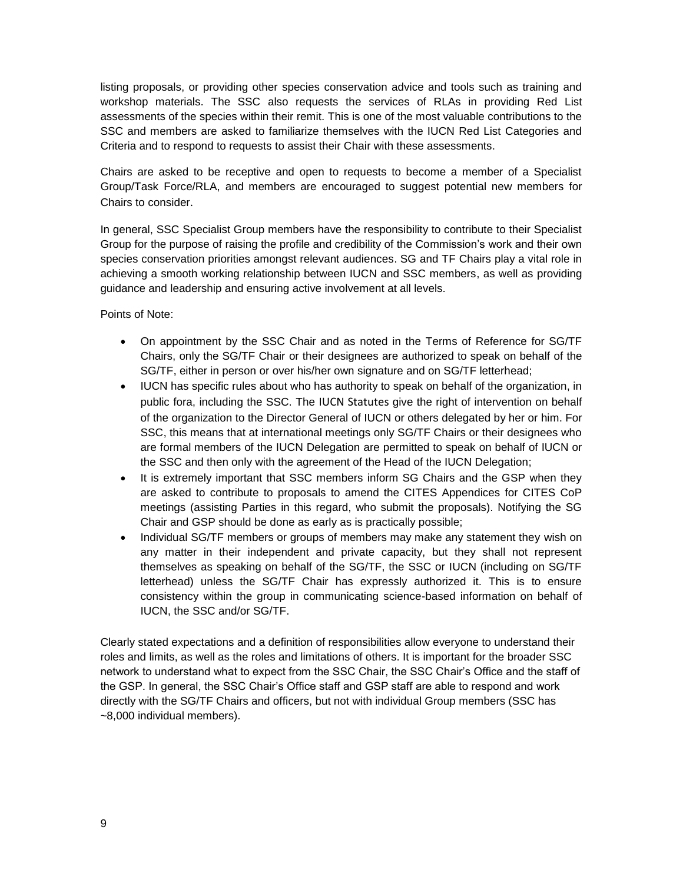listing proposals, or providing other species conservation advice and tools such as training and workshop materials. The SSC also requests the services of RLAs in providing Red List assessments of the species within their remit. This is one of the most valuable contributions to the SSC and members are asked to familiarize themselves with the IUCN Red List Categories and Criteria and to respond to requests to assist their Chair with these assessments.

Chairs are asked to be receptive and open to requests to become a member of a Specialist Group/Task Force/RLA, and members are encouraged to suggest potential new members for Chairs to consider.

In general, SSC Specialist Group members have the responsibility to contribute to their Specialist Group for the purpose of raising the profile and credibility of the Commission's work and their own species conservation priorities amongst relevant audiences. SG and TF Chairs play a vital role in achieving a smooth working relationship between IUCN and SSC members, as well as providing guidance and leadership and ensuring active involvement at all levels.

Points of Note:

- On appointment by the SSC Chair and as noted in the Terms of Reference for SG/TF Chairs, only the SG/TF Chair or their designees are authorized to speak on behalf of the SG/TF, either in person or over his/her own signature and on SG/TF letterhead;
- IUCN has specific rules about who has authority to speak on behalf of the organization, in public fora, including the SSC. The IUCN Statutes give the right of intervention on behalf of the organization to the Director General of IUCN or others delegated by her or him. For SSC, this means that at international meetings only SG/TF Chairs or their designees who are formal members of the IUCN Delegation are permitted to speak on behalf of IUCN or the SSC and then only with the agreement of the Head of the IUCN Delegation;
- It is extremely important that SSC members inform SG Chairs and the GSP when they are asked to contribute to proposals to amend the CITES Appendices for CITES CoP meetings (assisting Parties in this regard, who submit the proposals). Notifying the SG Chair and GSP should be done as early as is practically possible;
- Individual SG/TF members or groups of members may make any statement they wish on any matter in their independent and private capacity, but they shall not represent themselves as speaking on behalf of the SG/TF, the SSC or IUCN (including on SG/TF letterhead) unless the SG/TF Chair has expressly authorized it. This is to ensure consistency within the group in communicating science-based information on behalf of IUCN, the SSC and/or SG/TF.

Clearly stated expectations and a definition of responsibilities allow everyone to understand their roles and limits, as well as the roles and limitations of others. It is important for the broader SSC network to understand what to expect from the SSC Chair, the SSC Chair's Office and the staff of the GSP. In general, the SSC Chair's Office staff and GSP staff are able to respond and work directly with the SG/TF Chairs and officers, but not with individual Group members (SSC has ~8,000 individual members).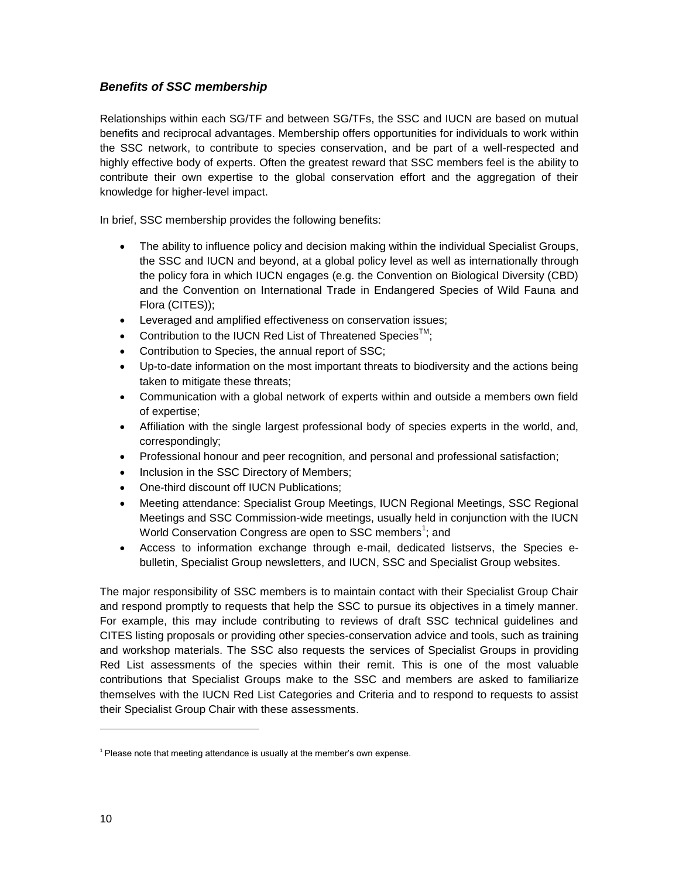### ***Benefits of SSC membership***

Relationships within each SG/TF and between SG/TFs, the SSC and IUCN are based on mutual benefits and reciprocal advantages. Membership offers opportunities for individuals to work within the SSC network, to contribute to species conservation, and be part of a well-respected and highly effective body of experts. Often the greatest reward that SSC members feel is the ability to contribute their own expertise to the global conservation effort and the aggregation of their knowledge for higher-level impact.

In brief, SSC membership provides the following benefits:

- The ability to influence policy and decision making within the individual Specialist Groups, the SSC and IUCN and beyond, at a global policy level as well as internationally through the policy fora in which IUCN engages (e.g. the Convention on Biological Diversity (CBD) and the Convention on International Trade in Endangered Species of Wild Fauna and Flora (CITES));
- Leveraged and amplified effectiveness on conservation issues;
- Contribution to the IUCN Red List of Threatened Species™;
- Contribution to Species, the annual report of SSC;
- Up-to-date information on the most important threats to biodiversity and the actions being taken to mitigate these threats;
- Communication with a global network of experts within and outside a members own field of expertise;
- Affiliation with the single largest professional body of species experts in the world, and, correspondingly;
- Professional honour and peer recognition, and personal and professional satisfaction;
- Inclusion in the SSC Directory of Members;
- One-third discount off IUCN Publications;
- Meeting attendance: Specialist Group Meetings, IUCN Regional Meetings, SSC Regional Meetings and SSC Commission-wide meetings, usually held in conjunction with the IUCN World Conservation Congress are open to SSC members[1]; and
- Access to information exchange through e-mail, dedicated listservs, the Species e-bulletin, Specialist Group newsletters, and IUCN, SSC and Specialist Group websites.

The major responsibility of SSC members is to maintain contact with their Specialist Group Chair and respond promptly to requests that help the SSC to pursue its objectives in a timely manner. For example, this may include contributing to reviews of draft SSC technical guidelines and CITES listing proposals or providing other species-conservation advice and tools, such as training and workshop materials. The SSC also requests the services of Specialist Groups in providing Red List assessments of the species within their remit. This is one of the most valuable contributions that Specialist Groups make to the SSC and members are asked to familiarize themselves with the IUCN Red List Categories and Criteria and to respond to requests to assist their Specialist Group Chair with these assessments.

---

[1] Please note that meeting attendance is usually at the member's own expense.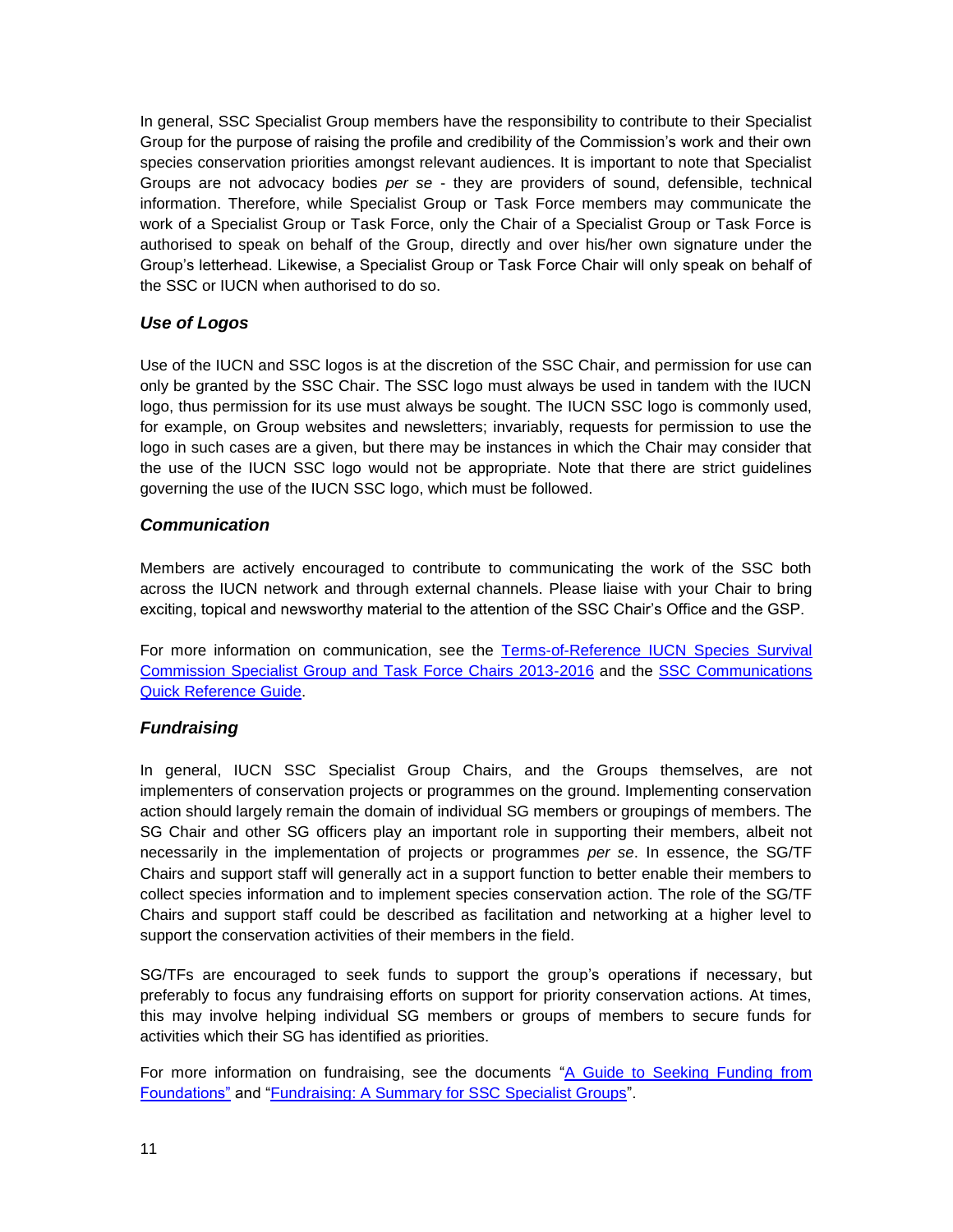In general, SSC Specialist Group members have the responsibility to contribute to their Specialist Group for the purpose of raising the profile and credibility of the Commission's work and their own species conservation priorities amongst relevant audiences. It is important to note that Specialist Groups are not advocacy bodies *per se* - they are providers of sound, defensible, technical information. Therefore, while Specialist Group or Task Force members may communicate the work of a Specialist Group or Task Force, only the Chair of a Specialist Group or Task Force is authorised to speak on behalf of the Group, directly and over his/her own signature under the Group's letterhead. Likewise, a Specialist Group or Task Force Chair will only speak on behalf of the SSC or IUCN when authorised to do so.

### *Use of Logos*

Use of the IUCN and SSC logos is at the discretion of the SSC Chair, and permission for use can only be granted by the SSC Chair. The SSC logo must always be used in tandem with the IUCN logo, thus permission for its use must always be sought. The IUCN SSC logo is commonly used, for example, on Group websites and newsletters; invariably, requests for permission to use the logo in such cases are a given, but there may be instances in which the Chair may consider that the use of the IUCN SSC logo would not be appropriate. Note that there are strict guidelines governing the use of the IUCN SSC logo, which must be followed.

### *Communication*

Members are actively encouraged to contribute to communicating the work of the SSC both across the IUCN network and through external channels. Please liaise with your Chair to bring exciting, topical and newsworthy material to the attention of the SSC Chair's Office and the GSP.

For more information on communication, see the Terms-of-Reference IUCN Species Survival Commission Specialist Group and Task Force Chairs 2013-2016 and the SSC Communications Quick Reference Guide.

### *Fundraising*

In general, IUCN SSC Specialist Group Chairs, and the Groups themselves, are not implementers of conservation projects or programmes on the ground. Implementing conservation action should largely remain the domain of individual SG members or groupings of members. The SG Chair and other SG officers play an important role in supporting their members, albeit not necessarily in the implementation of projects or programmes *per se*. In essence, the SG/TF Chairs and support staff will generally act in a support function to better enable their members to collect species information and to implement species conservation action. The role of the SG/TF Chairs and support staff could be described as facilitation and networking at a higher level to support the conservation activities of their members in the field.

SG/TFs are encouraged to seek funds to support the group's operations if necessary, but preferably to focus any fundraising efforts on support for priority conservation actions. At times, this may involve helping individual SG members or groups of members to secure funds for activities which their SG has identified as priorities.

For more information on fundraising, see the documents "A Guide to Seeking Funding from Foundations" and "Fundraising: A Summary for SSC Specialist Groups".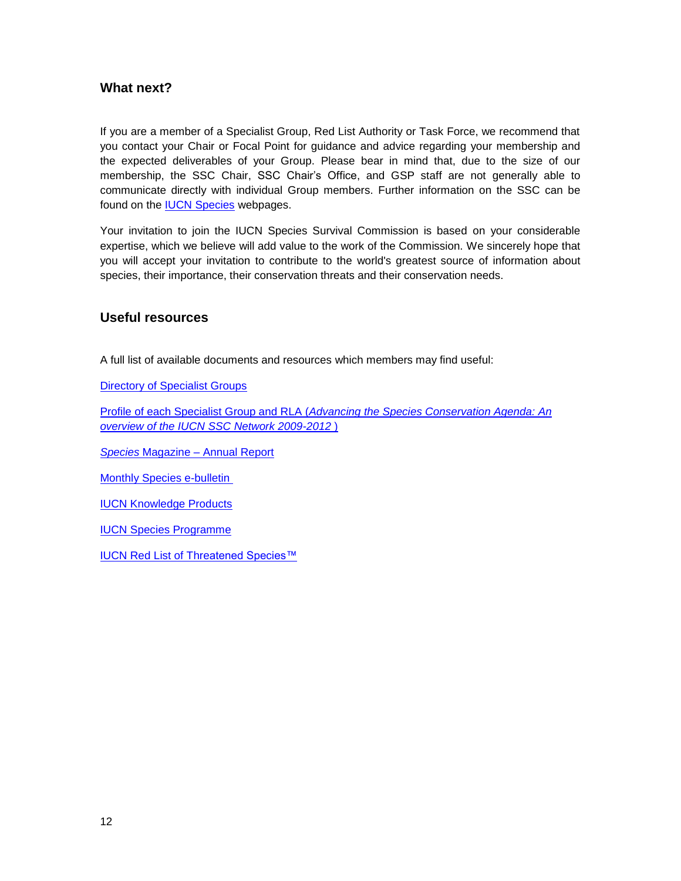## What next?

If you are a member of a Specialist Group, Red List Authority or Task Force, we recommend that you contact your Chair or Focal Point for guidance and advice regarding your membership and the expected deliverables of your Group. Please bear in mind that, due to the size of our membership, the SSC Chair, SSC Chair's Office, and GSP staff are not generally able to communicate directly with individual Group members. Further information on the SSC can be found on the IUCN Species webpages.

Your invitation to join the IUCN Species Survival Commission is based on your considerable expertise, which we believe will add value to the work of the Commission. We sincerely hope that you will accept your invitation to contribute to the world's greatest source of information about species, their importance, their conservation threats and their conservation needs.

## Useful resources

A full list of available documents and resources which members may find useful:

Directory of Specialist Groups

Profile of each Specialist Group and RLA (*Advancing the Species Conservation Agenda: An overview of the IUCN SSC Network 2009-2012* )

*Species* Magazine – Annual Report

Monthly Species e-bulletin

IUCN Knowledge Products

IUCN Species Programme

IUCN Red List of Threatened Species™